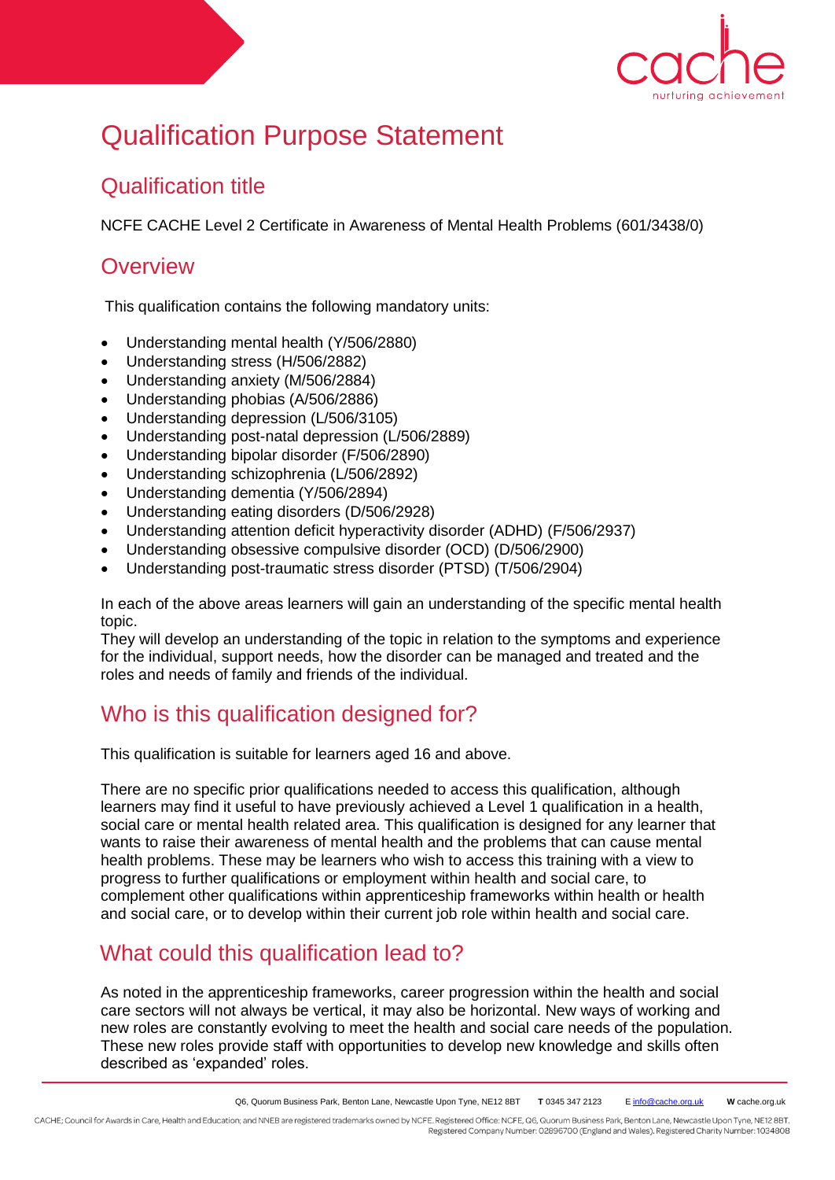# Qualification Purpose Statement

## Qualification title

NCFE CACHE Level 2 Certificate in Awareness of Mental Health Problems (601/3438/0)

## Overview

This qualification contains the following mandatory units:

- Understanding mental health (Y/506/2880)
- Understanding stress (H/506/2882)
- Understanding anxiety (M/506/2884)
- Understanding phobias (A/506/2886)
- Understanding depression (L/506/3105)
- Understanding post-natal depression (L/506/2889)
- Understanding bipolar disorder (F/506/2890)
- Understanding schizophrenia (L/506/2892)
- Understanding dementia (Y/506/2894)
- Understanding eating disorders (D/506/2928)
- Understanding attention deficit hyperactivity disorder (ADHD) (F/506/2937)
- Understanding obsessive compulsive disorder (OCD) (D/506/2900)
- Understanding post-traumatic stress disorder (PTSD) (T/506/2904)

In each of the above areas learners will gain an understanding of the specific mental health topic.
They will develop an understanding of the topic in relation to the symptoms and experience for the individual, support needs, how the disorder can be managed and treated and the roles and needs of family and friends of the individual.

## Who is this qualification designed for?

This qualification is suitable for learners aged 16 and above.

There are no specific prior qualifications needed to access this qualification, although learners may find it useful to have previously achieved a Level 1 qualification in a health, social care or mental health related area. This qualification is designed for any learner that wants to raise their awareness of mental health and the problems that can cause mental health problems. These may be learners who wish to access this training with a view to progress to further qualifications or employment within health and social care, to complement other qualifications within apprenticeship frameworks within health or health and social care, or to develop within their current job role within health and social care.

## What could this qualification lead to?

As noted in the apprenticeship frameworks, career progression within the health and social care sectors will not always be vertical, it may also be horizontal. New ways of working and new roles are constantly evolving to meet the health and social care needs of the population. These new roles provide staff with opportunities to develop new knowledge and skills often described as 'expanded' roles.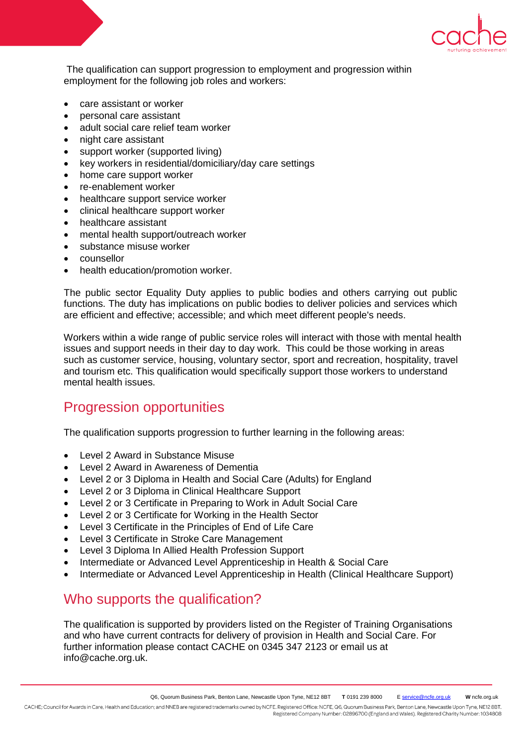The qualification can support progression to employment and progression within employment for the following job roles and workers:

- care assistant or worker
- personal care assistant
- adult social care relief team worker
- night care assistant
- support worker (supported living)
- key workers in residential/domiciliary/day care settings
- home care support worker
- re-enablement worker
- healthcare support service worker
- clinical healthcare support worker
- healthcare assistant
- mental health support/outreach worker
- substance misuse worker
- counsellor
- health education/promotion worker.

The public sector Equality Duty applies to public bodies and others carrying out public functions. The duty has implications on public bodies to deliver policies and services which are efficient and effective; accessible; and which meet different people's needs.

Workers within a wide range of public service roles will interact with those with mental health issues and support needs in their day to day work. This could be those working in areas such as customer service, housing, voluntary sector, sport and recreation, hospitality, travel and tourism etc. This qualification would specifically support those workers to understand mental health issues.

## Progression opportunities

The qualification supports progression to further learning in the following areas:

- Level 2 Award in Substance Misuse
- Level 2 Award in Awareness of Dementia
- Level 2 or 3 Diploma in Health and Social Care (Adults) for England
- Level 2 or 3 Diploma in Clinical Healthcare Support
- Level 2 or 3 Certificate in Preparing to Work in Adult Social Care
- Level 2 or 3 Certificate for Working in the Health Sector
- Level 3 Certificate in the Principles of End of Life Care
- Level 3 Certificate in Stroke Care Management
- Level 3 Diploma In Allied Health Profession Support
- Intermediate or Advanced Level Apprenticeship in Health & Social Care
- Intermediate or Advanced Level Apprenticeship in Health (Clinical Healthcare Support)

## Who supports the qualification?

The qualification is supported by providers listed on the Register of Training Organisations and who have current contracts for delivery of provision in Health and Social Care. For further information please contact CACHE on 0345 347 2123 or email us at info@cache.org.uk.